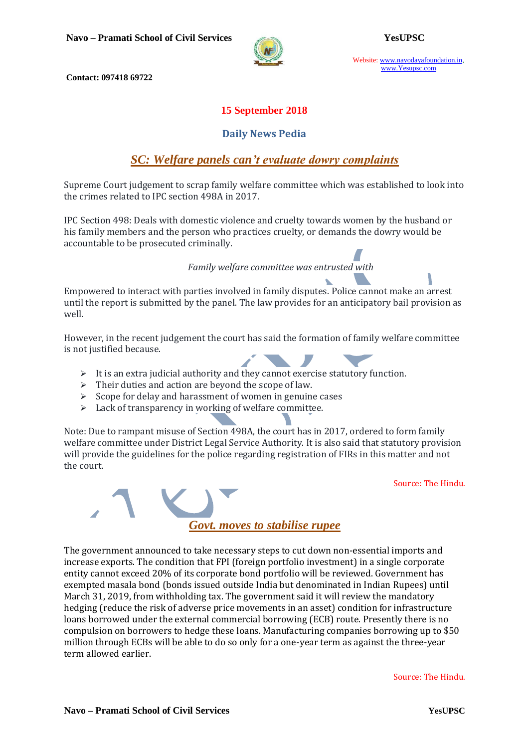**15 September 2018**

## Daily News Pedia

## SC: Welfare panels can't evaluate dowry complaints

Supreme Court judgement to scrap family welfare committee which was established to look into the crimes related to IPC section 498A in 2017.

IPC Section 498: Deals with domestic violence and cruelty towards women by the husband or his family members and the person who practices cruelty, or demands the dowry would be accountable to be prosecuted criminally.

*Family welfare committee was entrusted with*

Empowered to interact with parties involved in family disputes. Police cannot make an arrest until the report is submitted by the panel. The law provides for an anticipatory bail provision as well.

However, in the recent judgement the court has said the formation of family welfare committee is not justified because.

- It is an extra judicial authority and they cannot exercise statutory function.
- Their duties and action are beyond the scope of law.
- Scope for delay and harassment of women in genuine cases
- Lack of transparency in working of welfare committee.

Note: Due to rampant misuse of Section 498A, the court has in 2017, ordered to form family welfare committee under District Legal Service Authority. It is also said that statutory provision will provide the guidelines for the police regarding registration of FIRs in this matter and not the court.

Source: The Hindu.

## Govt. moves to stabilise rupee

The government announced to take necessary steps to cut down non-essential imports and increase exports. The condition that FPI (foreign portfolio investment) in a single corporate entity cannot exceed 20% of its corporate bond portfolio will be reviewed. Government has exempted masala bond (bonds issued outside India but denominated in Indian Rupees) until March 31, 2019, from withholding tax. The government said it will review the mandatory hedging (reduce the risk of adverse price movements in an asset) condition for infrastructure loans borrowed under the external commercial borrowing (ECB) route. Presently there is no compulsion on borrowers to hedge these loans. Manufacturing companies borrowing up to $50 million through ECBs will be able to do so only for a one-year term as against the three-year term allowed earlier.

Source: The Hindu.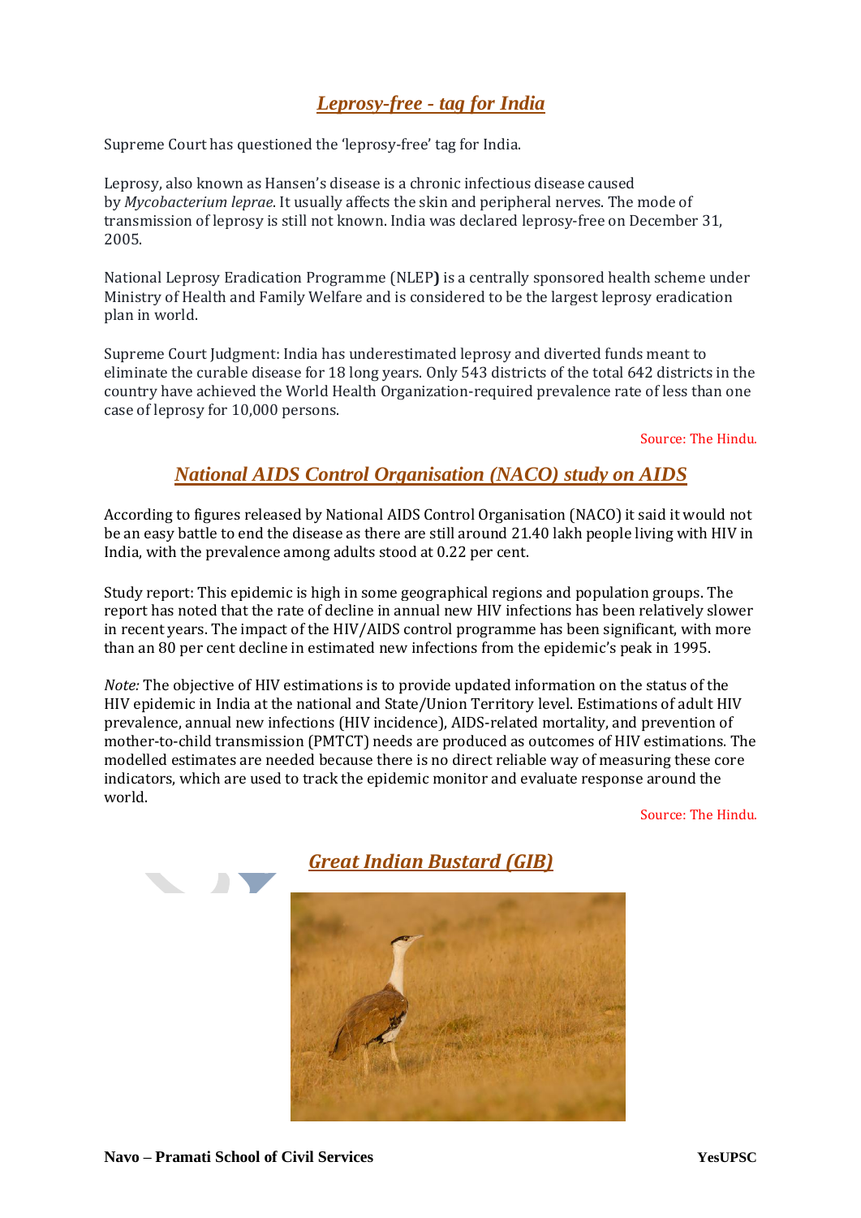## *Leprosy-free - tag for India*

Supreme Court has questioned the 'leprosy-free' tag for India.

Leprosy, also known as Hansen's disease is a chronic infectious disease caused by *Mycobacterium leprae*. It usually affects the skin and peripheral nerves. The mode of transmission of leprosy is still not known. India was declared leprosy-free on December 31, 2005.

National Leprosy Eradication Programme (NLEP**)** is a centrally sponsored health scheme under Ministry of Health and Family Welfare and is considered to be the largest leprosy eradication plan in world.

Supreme Court Judgment: India has underestimated leprosy and diverted funds meant to eliminate the curable disease for 18 long years. Only 543 districts of the total 642 districts in the country have achieved the World Health Organization-required prevalence rate of less than one case of leprosy for 10,000 persons.

Source: The Hindu.

## *National AIDS Control Organisation (NACO) study on AIDS*

According to figures released by National AIDS Control Organisation (NACO) it said it would not be an easy battle to end the disease as there are still around 21.40 lakh people living with HIV in India, with the prevalence among adults stood at 0.22 per cent.

Study report: This epidemic is high in some geographical regions and population groups. The report has noted that the rate of decline in annual new HIV infections has been relatively slower in recent years. The impact of the HIV/AIDS control programme has been significant, with more than an 80 per cent decline in estimated new infections from the epidemic's peak in 1995.

*Note:* The objective of HIV estimations is to provide updated information on the status of the HIV epidemic in India at the national and State/Union Territory level. Estimations of adult HIV prevalence, annual new infections (HIV incidence), AIDS-related mortality, and prevention of mother-to-child transmission (PMTCT) needs are produced as outcomes of HIV estimations. The modelled estimates are needed because there is no direct reliable way of measuring these core indicators, which are used to track the epidemic monitor and evaluate response around the world.

Source: The Hindu.

## *Great Indian Bustard (GIB)*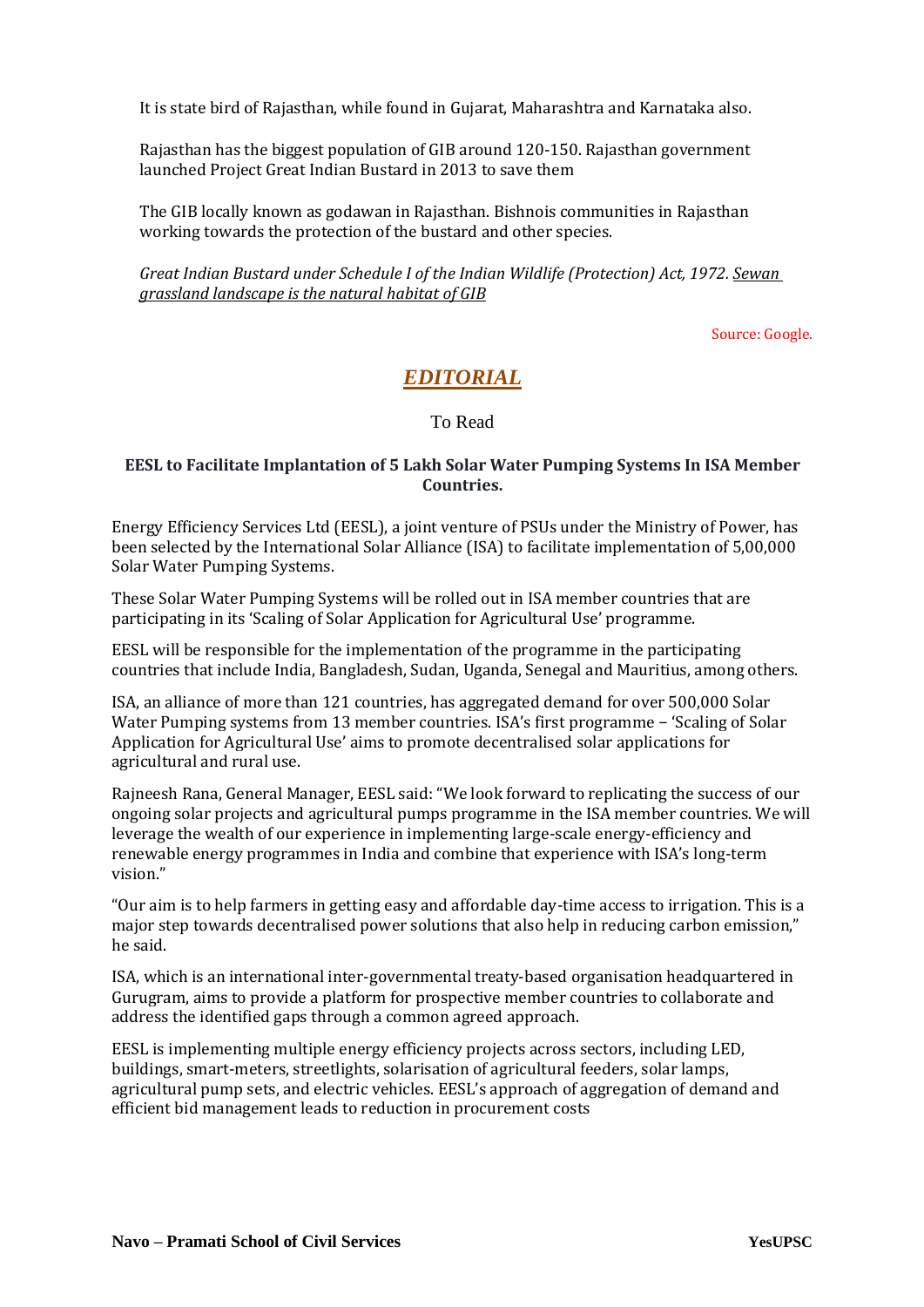It is state bird of Rajasthan, while found in Gujarat, Maharashtra and Karnataka also.

Rajasthan has the biggest population of GIB around 120-150. Rajasthan government launched Project Great Indian Bustard in 2013 to save them

The GIB locally known as godawan in Rajasthan. Bishnois communities in Rajasthan working towards the protection of the bustard and other species.

*Great Indian Bustard under Schedule I of the Indian Wildlife (Protection) Act, 1972. Sewan grassland landscape is the natural habitat of GIB*

Source: Google.

## *EDITORIAL*

To Read

### EESL to Facilitate Implantation of 5 Lakh Solar Water Pumping Systems In ISA Member Countries.

Energy Efficiency Services Ltd (EESL), a joint venture of PSUs under the Ministry of Power, has been selected by the International Solar Alliance (ISA) to facilitate implementation of 5,00,000 Solar Water Pumping Systems.

These Solar Water Pumping Systems will be rolled out in ISA member countries that are participating in its 'Scaling of Solar Application for Agricultural Use' programme.

EESL will be responsible for the implementation of the programme in the participating countries that include India, Bangladesh, Sudan, Uganda, Senegal and Mauritius, among others.

ISA, an alliance of more than 121 countries, has aggregated demand for over 500,000 Solar Water Pumping systems from 13 member countries. ISA's first programme – 'Scaling of Solar Application for Agricultural Use' aims to promote decentralised solar applications for agricultural and rural use.

Rajneesh Rana, General Manager, EESL said: "We look forward to replicating the success of our ongoing solar projects and agricultural pumps programme in the ISA member countries. We will leverage the wealth of our experience in implementing large-scale energy-efficiency and renewable energy programmes in India and combine that experience with ISA's long-term vision."

"Our aim is to help farmers in getting easy and affordable day-time access to irrigation. This is a major step towards decentralised power solutions that also help in reducing carbon emission," he said.

ISA, which is an international inter-governmental treaty-based organisation headquartered in Gurugram, aims to provide a platform for prospective member countries to collaborate and address the identified gaps through a common agreed approach.

EESL is implementing multiple energy efficiency projects across sectors, including LED, buildings, smart-meters, streetlights, solarisation of agricultural feeders, solar lamps, agricultural pump sets, and electric vehicles. EESL's approach of aggregation of demand and efficient bid management leads to reduction in procurement costs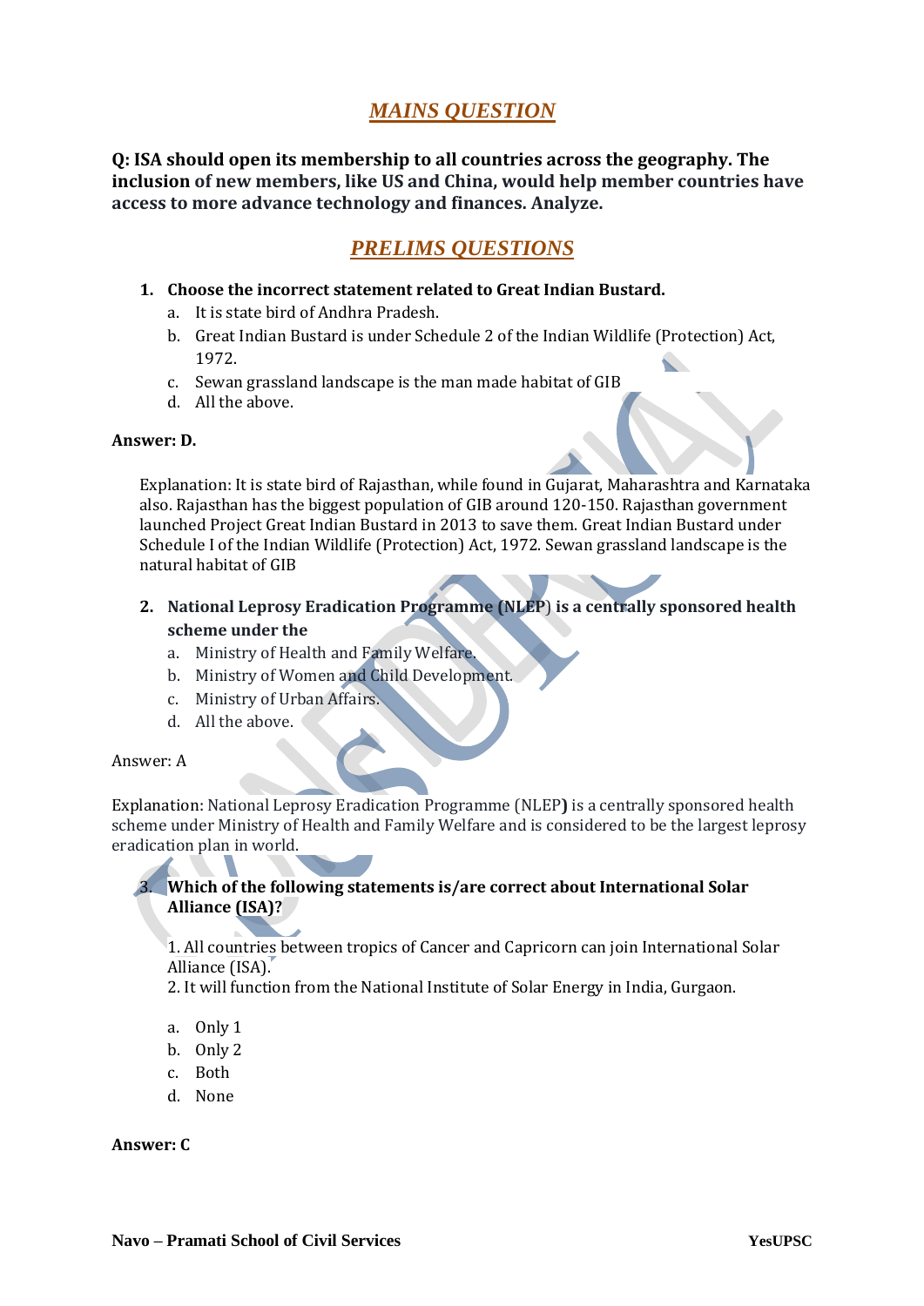## *MAINS QUESTION*

**Q: ISA should open its membership to all countries across the geography. The inclusion of new members, like US and China, would help member countries have access to more advance technology and finances. Analyze.**

## *PRELIMS QUESTIONS*

1. **Choose the incorrect statement related to Great Indian Bustard.**
   a. It is state bird of Andhra Pradesh.
   b. Great Indian Bustard is under Schedule 2 of the Indian Wildlife (Protection) Act, 1972.
   c. Sewan grassland landscape is the man made habitat of GIB
   d. All the above.

**Answer: D.**

Explanation: It is state bird of Rajasthan, while found in Gujarat, Maharashtra and Karnataka also. Rajasthan has the biggest population of GIB around 120-150. Rajasthan government launched Project Great Indian Bustard in 2013 to save them. Great Indian Bustard under Schedule I of the Indian Wildlife (Protection) Act, 1972. Sewan grassland landscape is the natural habitat of GIB

2. **National Leprosy Eradication Programme (NLEP) is a centrally sponsored health scheme under the**
   a. Ministry of Health and Family Welfare.
   b. Ministry of Women and Child Development.
   c. Ministry of Urban Affairs.
   d. All the above.

Answer: A

Explanation: National Leprosy Eradication Programme (NLEP**)** is a centrally sponsored health scheme under Ministry of Health and Family Welfare and is considered to be the largest leprosy eradication plan in world.

3. **Which of the following statements is/are correct about International Solar Alliance (ISA)?**

   1. All countries between tropics of Cancer and Capricorn can join International Solar Alliance (ISA).
   2. It will function from the National Institute of Solar Energy in India, Gurgaon.

   a. Only 1
   b. Only 2
   c. Both
   d. None

**Answer: C**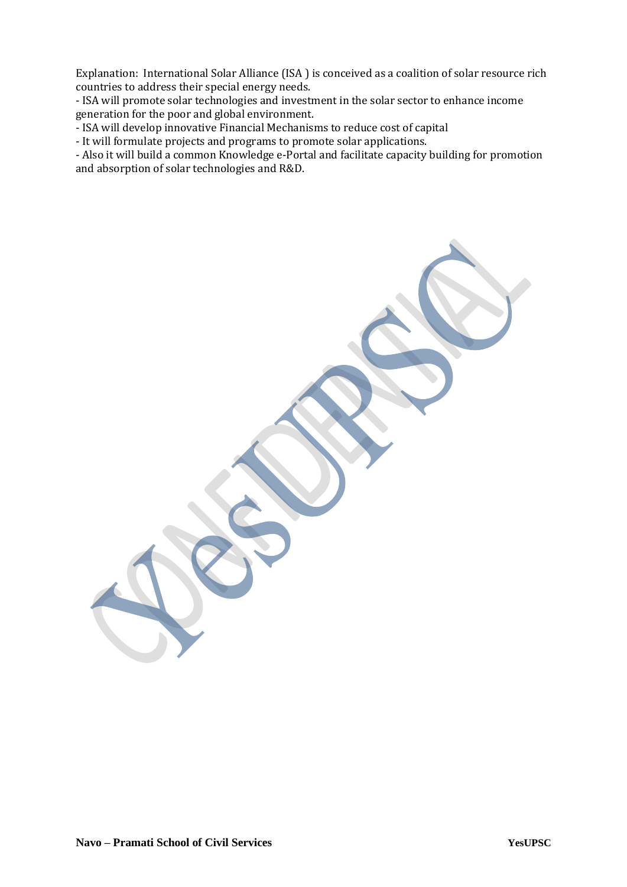Explanation: International Solar Alliance (ISA ) is conceived as a coalition of solar resource rich countries to address their special energy needs.

- ISA will promote solar technologies and investment in the solar sector to enhance income generation for the poor and global environment.
- ISA will develop innovative Financial Mechanisms to reduce cost of capital
- It will formulate projects and programs to promote solar applications.
- Also it will build a common Knowledge e-Portal and facilitate capacity building for promotion and absorption of solar technologies and R&D.